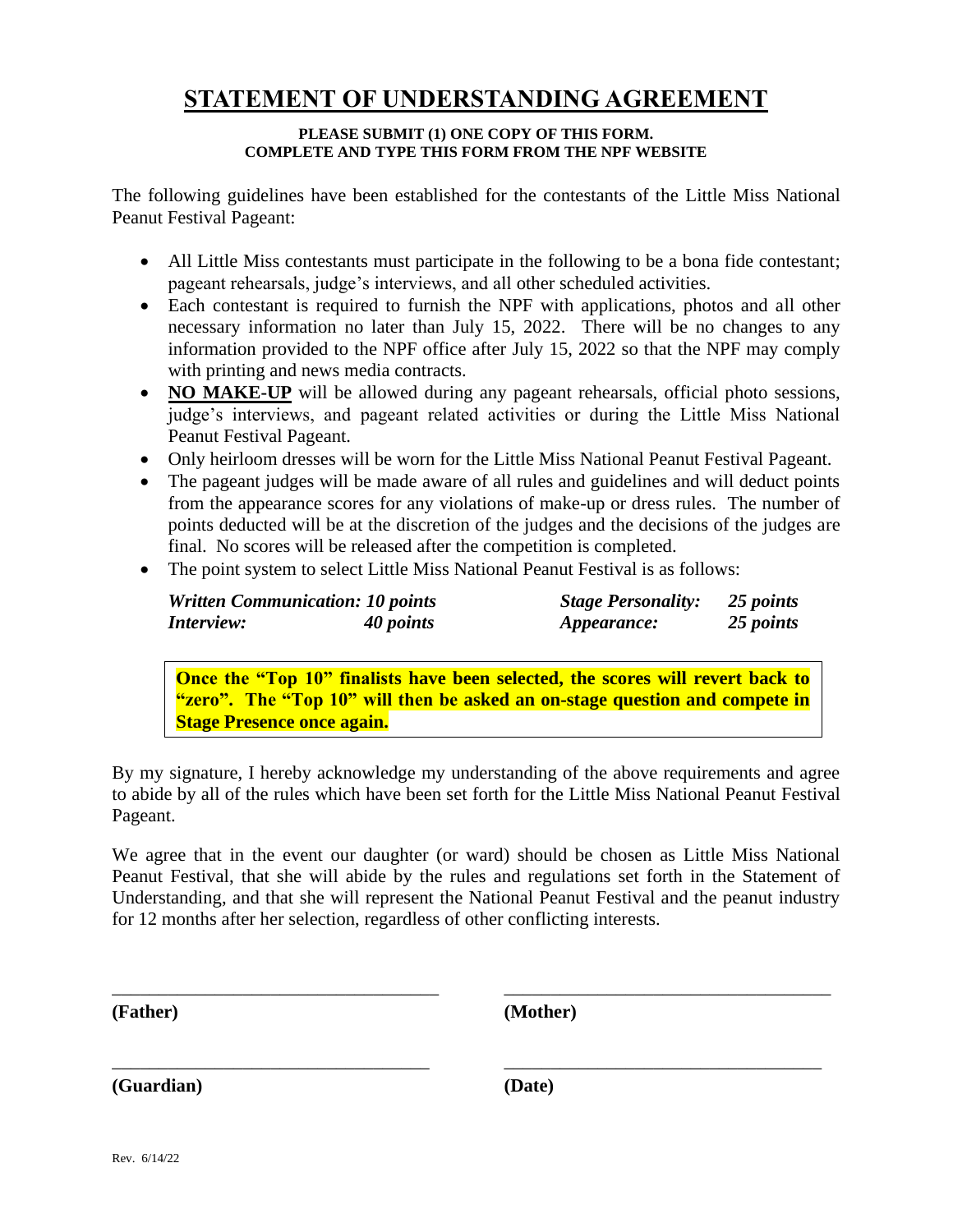# STATEMENT OF UNDERSTANDING AGREEMENT

**PLEASE SUBMIT (1) ONE COPY OF THIS FORM.**
**COMPLETE AND TYPE THIS FORM FROM THE NPF WEBSITE**

The following guidelines have been established for the contestants of the Little Miss National Peanut Festival Pageant:

- All Little Miss contestants must participate in the following to be a bona fide contestant; pageant rehearsals, judge's interviews, and all other scheduled activities.
- Each contestant is required to furnish the NPF with applications, photos and all other necessary information no later than July 15, 2022. There will be no changes to any information provided to the NPF office after July 15, 2022 so that the NPF may comply with printing and news media contracts.
- **NO MAKE-UP** will be allowed during any pageant rehearsals, official photo sessions, judge's interviews, and pageant related activities or during the Little Miss National Peanut Festival Pageant.
- Only heirloom dresses will be worn for the Little Miss National Peanut Festival Pageant.
- The pageant judges will be made aware of all rules and guidelines and will deduct points from the appearance scores for any violations of make-up or dress rules. The number of points deducted will be at the discretion of the judges and the decisions of the judges are final. No scores will be released after the competition is completed.
- The point system to select Little Miss National Peanut Festival is as follows:

| | | | |
|---|---|---|---|
| ***Written Communication:*** | ***10 points*** | ***Stage Personality:*** | ***25 points*** |
| ***Interview:*** | ***40 points*** | ***Appearance:*** | ***25 points*** |

**Once the "Top 10" finalists have been selected, the scores will revert back to "zero". The "Top 10" will then be asked an on-stage question and compete in Stage Presence once again.**

By my signature, I hereby acknowledge my understanding of the above requirements and agree to abide by all of the rules which have been set forth for the Little Miss National Peanut Festival Pageant.

We agree that in the event our daughter (or ward) should be chosen as Little Miss National Peanut Festival, that she will abide by the rules and regulations set forth in the Statement of Understanding, and that she will represent the National Peanut Festival and the peanut industry for 12 months after her selection, regardless of other conflicting interests.

\_\_\_\_\_\_\_\_\_\_\_\_\_\_\_\_\_\_\_\_\_\_\_\_\_\_\_\_\_\_\_\_\_\_\_ \_\_\_\_\_\_\_\_\_\_\_\_\_\_\_\_\_\_\_\_\_\_\_\_\_\_\_\_\_\_\_\_\_\_\_

**(Father)** **(Mother)**

\_\_\_\_\_\_\_\_\_\_\_\_\_\_\_\_\_\_\_\_\_\_\_\_\_\_\_\_\_\_\_\_\_\_\_ \_\_\_\_\_\_\_\_\_\_\_\_\_\_\_\_\_\_\_\_\_\_\_\_\_\_\_\_\_\_\_\_\_\_\_

**(Guardian)** **(Date)**

Rev. 6/14/22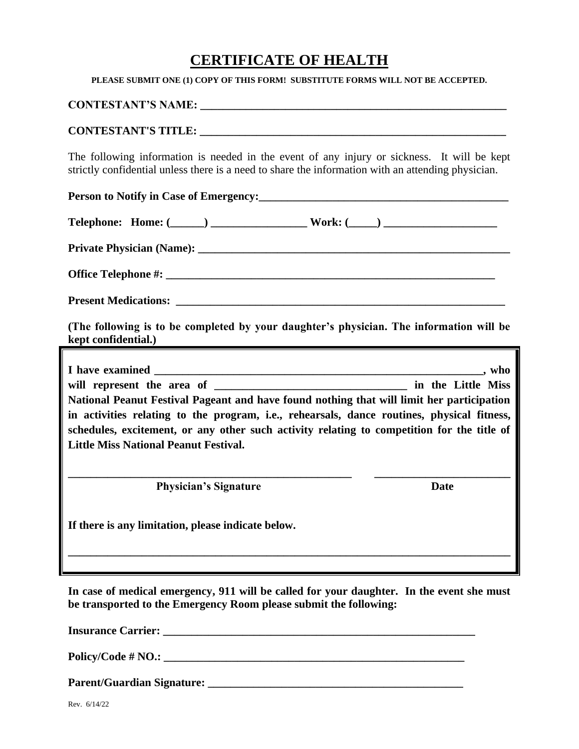# CERTIFICATE OF HEALTH

**PLEASE SUBMIT ONE (1) COPY OF THIS FORM! SUBSTITUTE FORMS WILL NOT BE ACCEPTED.**

**CONTESTANT'S NAME:** _______________________________________________________

**CONTESTANT'S TITLE:** _______________________________________________________

The following information is needed in the event of any injury or sickness. It will be kept strictly confidential unless there is a need to share the information with an attending physician.

**Person to Notify in Case of Emergency:**_____________________________________________

**Telephone: Home: (______) _________________ Work: (_____) ____________________**

**Private Physician (Name):** __________________________________________________________

**Office Telephone #:** ____________________________________________________________

**Present Medications:** ____________________________________________________________

**(The following is to be completed by your daughter's physician. The information will be kept confidential.)**

**I have examined ______________________________________________________________, who will represent the area of __________________________________ in the Little Miss National Peanut Festival Pageant and have found nothing that will limit her participation in activities relating to the program, i.e., rehearsals, dance routines, physical fitness, schedules, excitement, or any other such activity relating to competition for the title of Little Miss National Peanut Festival.**

___________________________________________________ ________________________

**Physician's Signature** **Date**

**If there is any limitation, please indicate below.**

________________________________________________________________________________

**In case of medical emergency, 911 will be called for your daughter. In the event she must be transported to the Emergency Room please submit the following:**

**Insurance Carrier:** ________________________________________________________

**Policy/Code # NO.:** ______________________________________________________

**Parent/Guardian Signature:** _______________________________________________

Rev. 6/14/22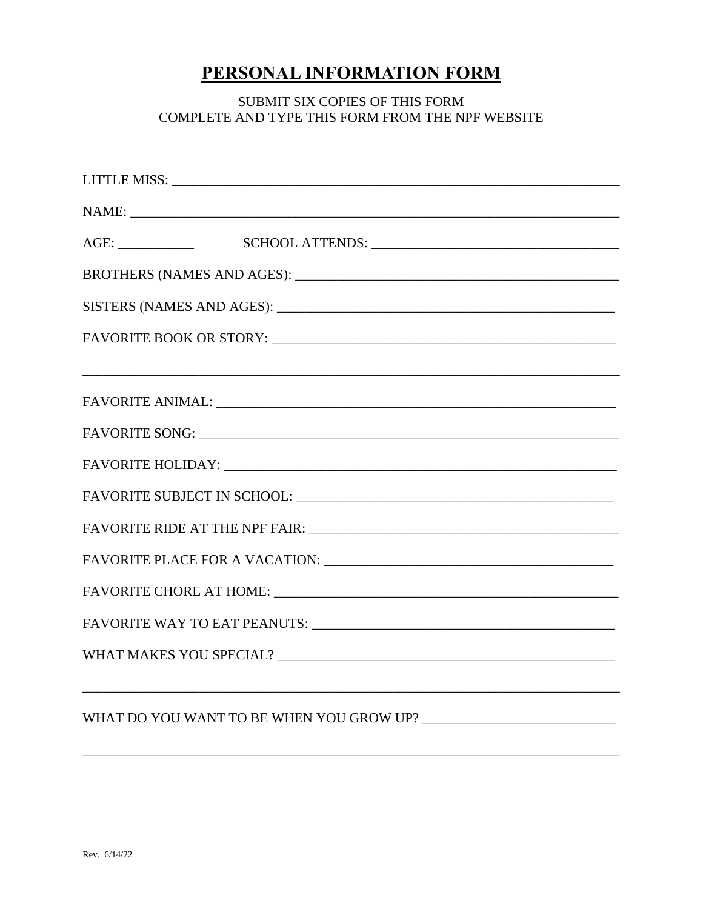# PERSONAL INFORMATION FORM

SUBMIT SIX COPIES OF THIS FORM
COMPLETE AND TYPE THIS FORM FROM THE NPF WEBSITE

LITTLE MISS: ______________________________________________________________

NAME: ____________________________________________________________________

AGE: ___________ SCHOOL ATTENDS: ___________________________________

BROTHERS (NAMES AND AGES): _______________________________________________

SISTERS (NAMES AND AGES): ________________________________________________

FAVORITE BOOK OR STORY: __________________________________________________

__________________________________________________________________________

FAVORITE ANIMAL: _________________________________________________________

FAVORITE SONG: ___________________________________________________________

FAVORITE HOLIDAY: ________________________________________________________

FAVORITE SUBJECT IN SCHOOL: ______________________________________________

FAVORITE RIDE AT THE NPF FAIR: ___________________________________________

FAVORITE PLACE FOR A VACATION: ___________________________________________

FAVORITE CHORE AT HOME: __________________________________________________

FAVORITE WAY TO EAT PEANUTS: _____________________________________________

WHAT MAKES YOU SPECIAL? __________________________________________________

__________________________________________________________________________

WHAT DO YOU WANT TO BE WHEN YOU GROW UP? _____________________________

__________________________________________________________________________

Rev. 6/14/22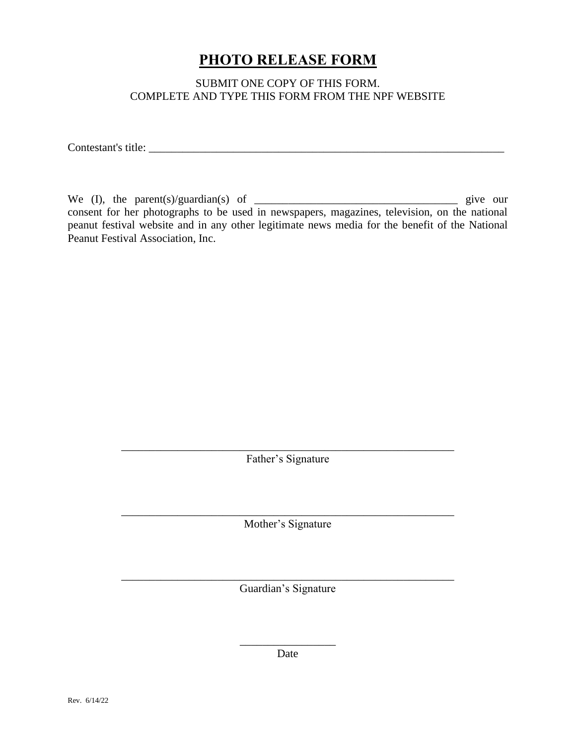# PHOTO RELEASE FORM

SUBMIT ONE COPY OF THIS FORM.
COMPLETE AND TYPE THIS FORM FROM THE NPF WEBSITE

Contestant's title: ___________________________________________________________________

We (I), the parent(s)/guardian(s) of ____________________________________ give our consent for her photographs to be used in newspapers, magazines, television, on the national peanut festival website and in any other legitimate news media for the benefit of the National Peanut Festival Association, Inc.

_____________________________________________________________
Father's Signature

_____________________________________________________________
Mother's Signature

_____________________________________________________________
Guardian's Signature

_________________
Date

Rev. 6/14/22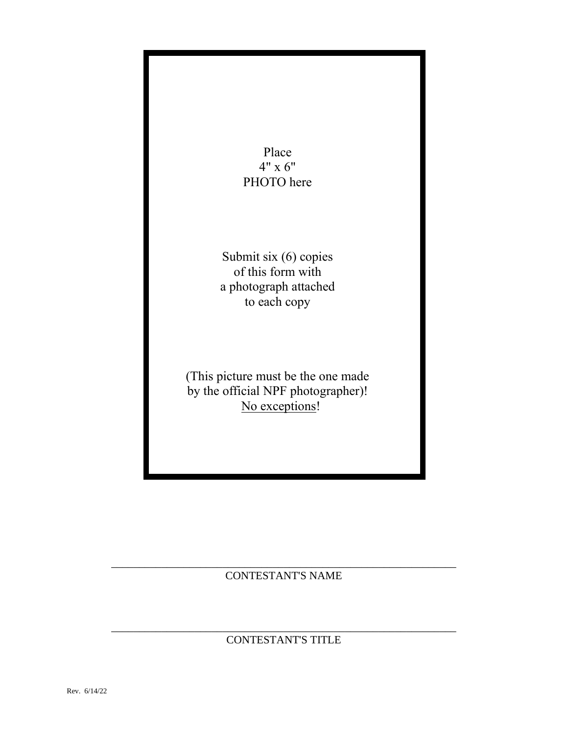Place
4" x 6"
PHOTO here

Submit six (6) copies
of this form with
a photograph attached
to each copy

(This picture must be the one made
by the official NPF photographer)!
No exceptions!

\_\_\_\_\_\_\_\_\_\_\_\_\_\_\_\_\_\_\_\_\_\_\_\_\_\_\_\_\_\_\_\_\_\_\_\_\_\_\_\_\_\_\_\_\_\_\_\_\_\_\_\_\_\_\_\_\_\_\_\_

CONTESTANT'S NAME

\_\_\_\_\_\_\_\_\_\_\_\_\_\_\_\_\_\_\_\_\_\_\_\_\_\_\_\_\_\_\_\_\_\_\_\_\_\_\_\_\_\_\_\_\_\_\_\_\_\_\_\_\_\_\_\_\_\_\_\_

CONTESTANT'S TITLE

Rev. 6/14/22